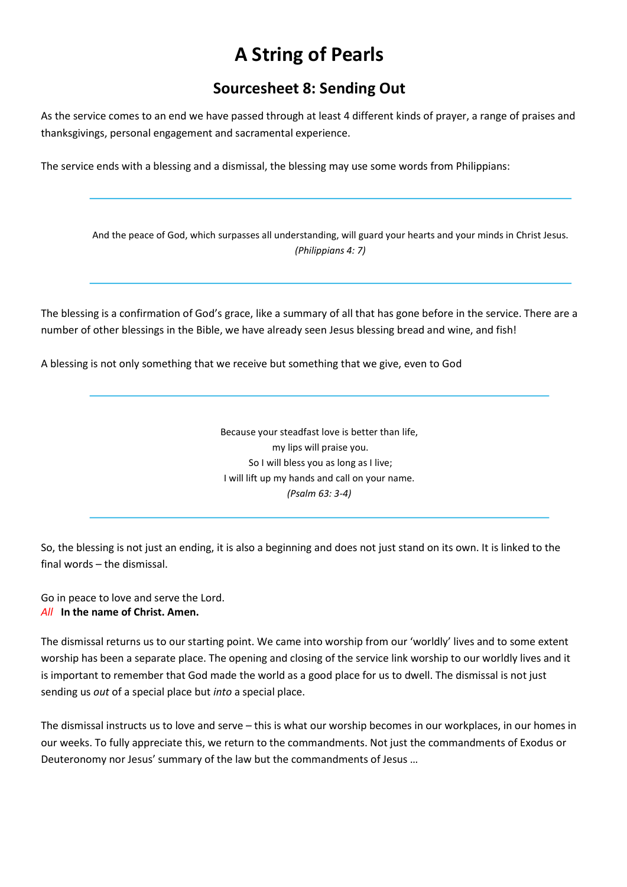# A String of Pearls

## Sourcesheet 8: Sending Out

As the service comes to an end we have passed through at least 4 different kinds of prayer, a range of praises and thanksgivings, personal engagement and sacramental experience.

The service ends with a blessing and a dismissal, the blessing may use some words from Philippians:

---

> And the peace of God, which surpasses all understanding, will guard your hearts and your minds in Christ Jesus.
> *(Philippians 4: 7)*

---

The blessing is a confirmation of God's grace, like a summary of all that has gone before in the service. There are a number of other blessings in the Bible, we have already seen Jesus blessing bread and wine, and fish!

A blessing is not only something that we receive but something that we give, even to God

---

> Because your steadfast love is better than life,
> my lips will praise you.
> So I will bless you as long as I live;
> I will lift up my hands and call on your name.
> *(Psalm 63: 3-4)*

---

So, the blessing is not just an ending, it is also a beginning and does not just stand on its own. It is linked to the final words – the dismissal.

Go in peace to love and serve the Lord.
*All* **In the name of Christ. Amen.**

The dismissal returns us to our starting point. We came into worship from our 'worldly' lives and to some extent worship has been a separate place. The opening and closing of the service link worship to our worldly lives and it is important to remember that God made the world as a good place for us to dwell. The dismissal is not just sending us *out* of a special place but *into* a special place.

The dismissal instructs us to love and serve – this is what our worship becomes in our workplaces, in our homes in our weeks. To fully appreciate this, we return to the commandments. Not just the commandments of Exodus or Deuteronomy nor Jesus' summary of the law but the commandments of Jesus …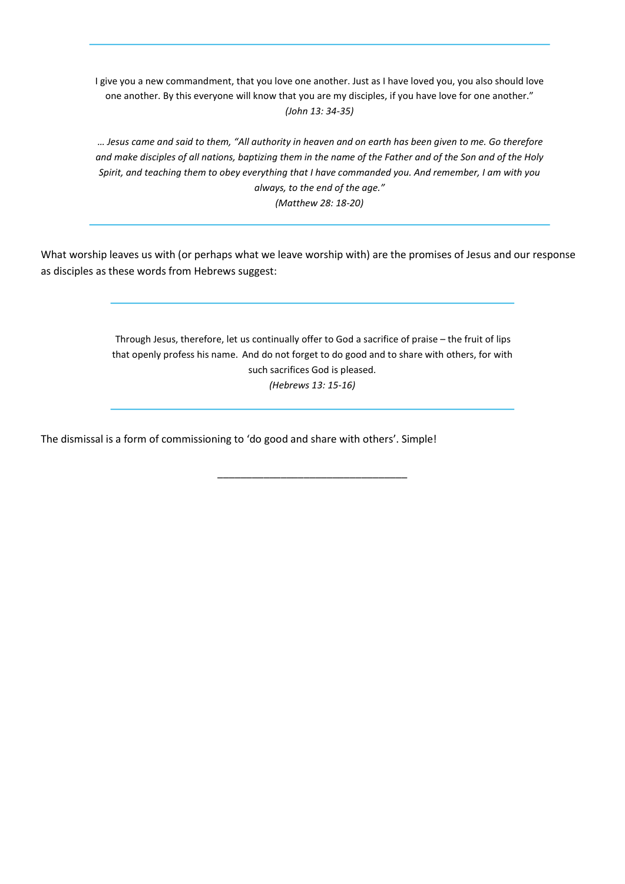---

I give you a new commandment, that you love one another. Just as I have loved you, you also should love one another. By this everyone will know that you are my disciples, if you have love for one another."
*(John 13: 34-35)*

*… Jesus came and said to them, "All authority in heaven and on earth has been given to me. Go therefore and make disciples of all nations, baptizing them in the name of the Father and of the Son and of the Holy Spirit, and teaching them to obey everything that I have commanded you. And remember, I am with you always, to the end of the age."*
*(Matthew 28: 18-20)*

---

What worship leaves us with (or perhaps what we leave worship with) are the promises of Jesus and our response as disciples as these words from Hebrews suggest:

---

Through Jesus, therefore, let us continually offer to God a sacrifice of praise – the fruit of lips that openly profess his name. And do not forget to do good and to share with others, for with such sacrifices God is pleased.
*(Hebrews 13: 15-16)*

---

The dismissal is a form of commissioning to 'do good and share with others'. Simple!

---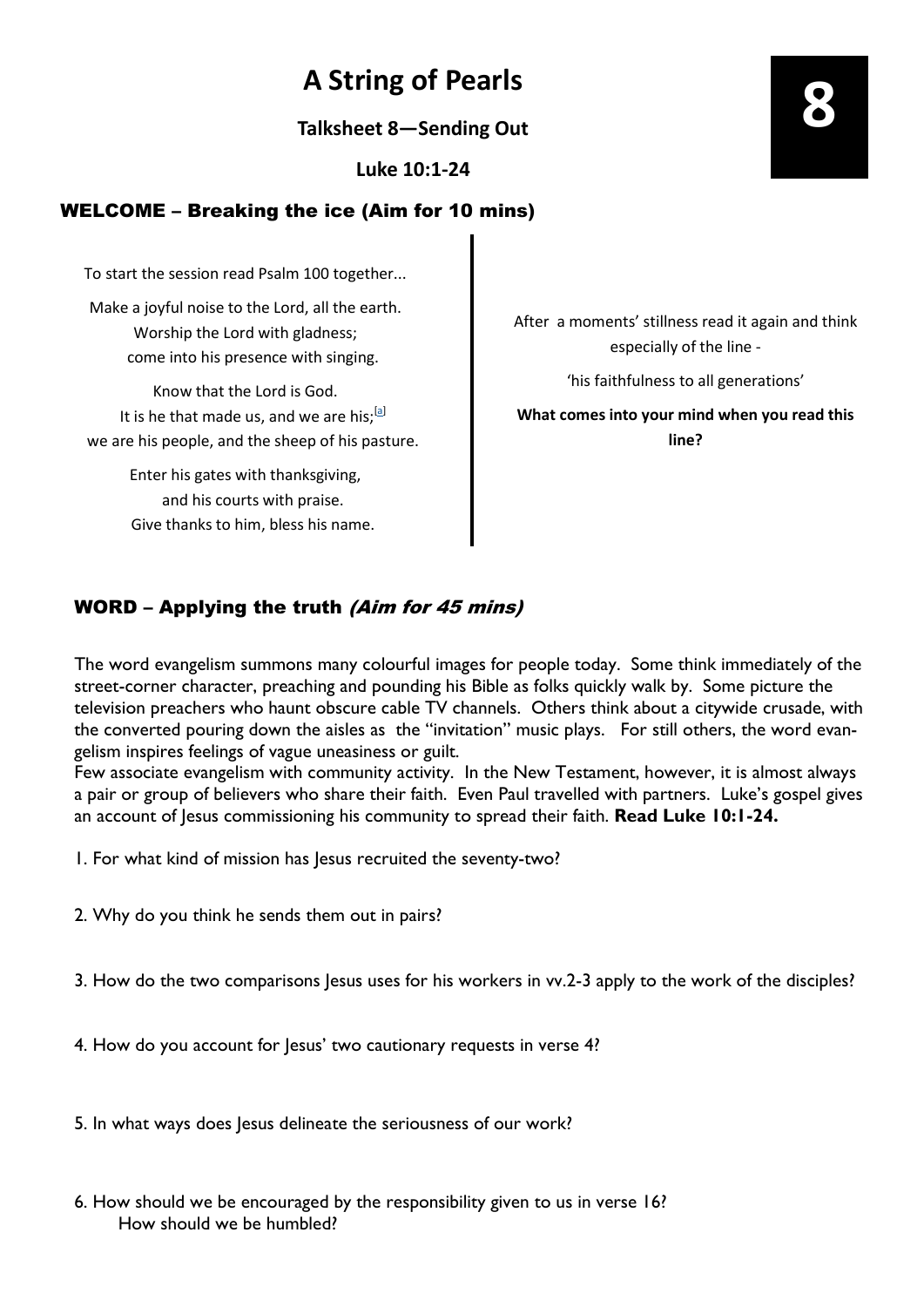# A String of Pearls

**Talksheet 8—Sending Out**

**Luke 10:1-24**

**8**

## WELCOME – Breaking the ice (Aim for 10 mins)

To start the session read Psalm 100 together...

Make a joyful noise to the Lord, all the earth.
Worship the Lord with gladness;
come into his presence with singing.

Know that the Lord is God.
It is he that made us, and we are his;[a]
we are his people, and the sheep of his pasture.

Enter his gates with thanksgiving,
and his courts with praise.
Give thanks to him, bless his name.

After a moments' stillness read it again and think especially of the line -

'his faithfulness to all generations'

**What comes into your mind when you read this line?**

## WORD – Applying the truth *(Aim for 45 mins)*

The word evangelism summons many colourful images for people today. Some think immediately of the street-corner character, preaching and pounding his Bible as folks quickly walk by. Some picture the television preachers who haunt obscure cable TV channels. Others think about a citywide crusade, with the converted pouring down the aisles as the "invitation" music plays. For still others, the word evangelism inspires feelings of vague uneasiness or guilt.
Few associate evangelism with community activity. In the New Testament, however, it is almost always a pair or group of believers who share their faith. Even Paul travelled with partners. Luke's gospel gives an account of Jesus commissioning his community to spread their faith. **Read Luke 10:1-24.**

1. For what kind of mission has Jesus recruited the seventy-two?

2. Why do you think he sends them out in pairs?

3. How do the two comparisons Jesus uses for his workers in vv.2-3 apply to the work of the disciples?

4. How do you account for Jesus' two cautionary requests in verse 4?

5. In what ways does Jesus delineate the seriousness of our work?

6. How should we be encouraged by the responsibility given to us in verse 16?
   How should we be humbled?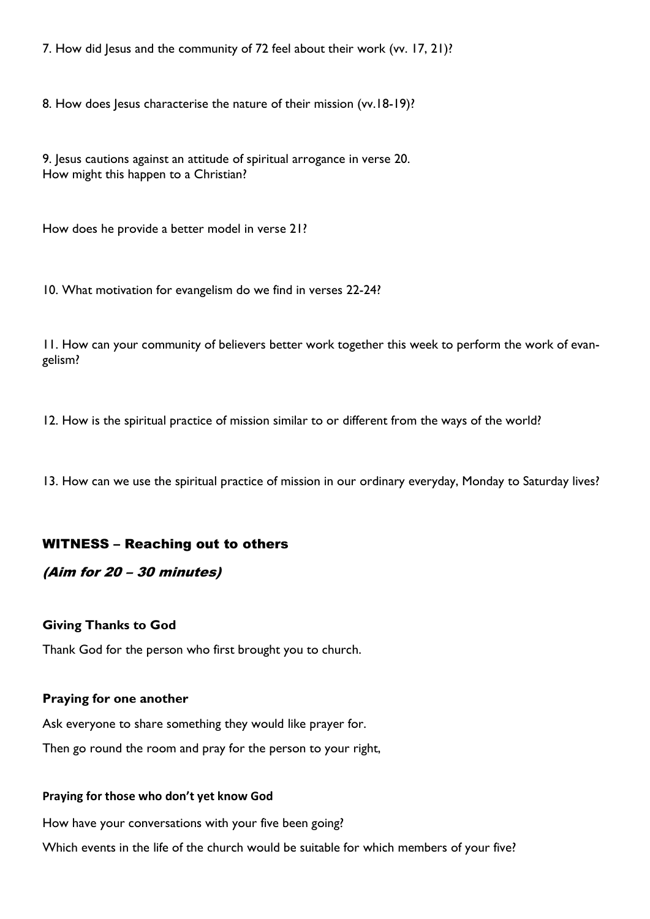7. How did Jesus and the community of 72 feel about their work (vv. 17, 21)?

8. How does Jesus characterise the nature of their mission (vv.18-19)?

9. Jesus cautions against an attitude of spiritual arrogance in verse 20.
How might this happen to a Christian?

How does he provide a better model in verse 21?

10. What motivation for evangelism do we find in verses 22-24?

11. How can your community of believers better work together this week to perform the work of evangelism?

12. How is the spiritual practice of mission similar to or different from the ways of the world?

13. How can we use the spiritual practice of mission in our ordinary everyday, Monday to Saturday lives?

## WITNESS – Reaching out to others

***(Aim for 20 – 30 minutes)***

**Giving Thanks to God**

Thank God for the person who first brought you to church.

**Praying for one another**

Ask everyone to share something they would like prayer for.

Then go round the room and pray for the person to your right,

**Praying for those who don't yet know God**

How have your conversations with your five been going?

Which events in the life of the church would be suitable for which members of your five?